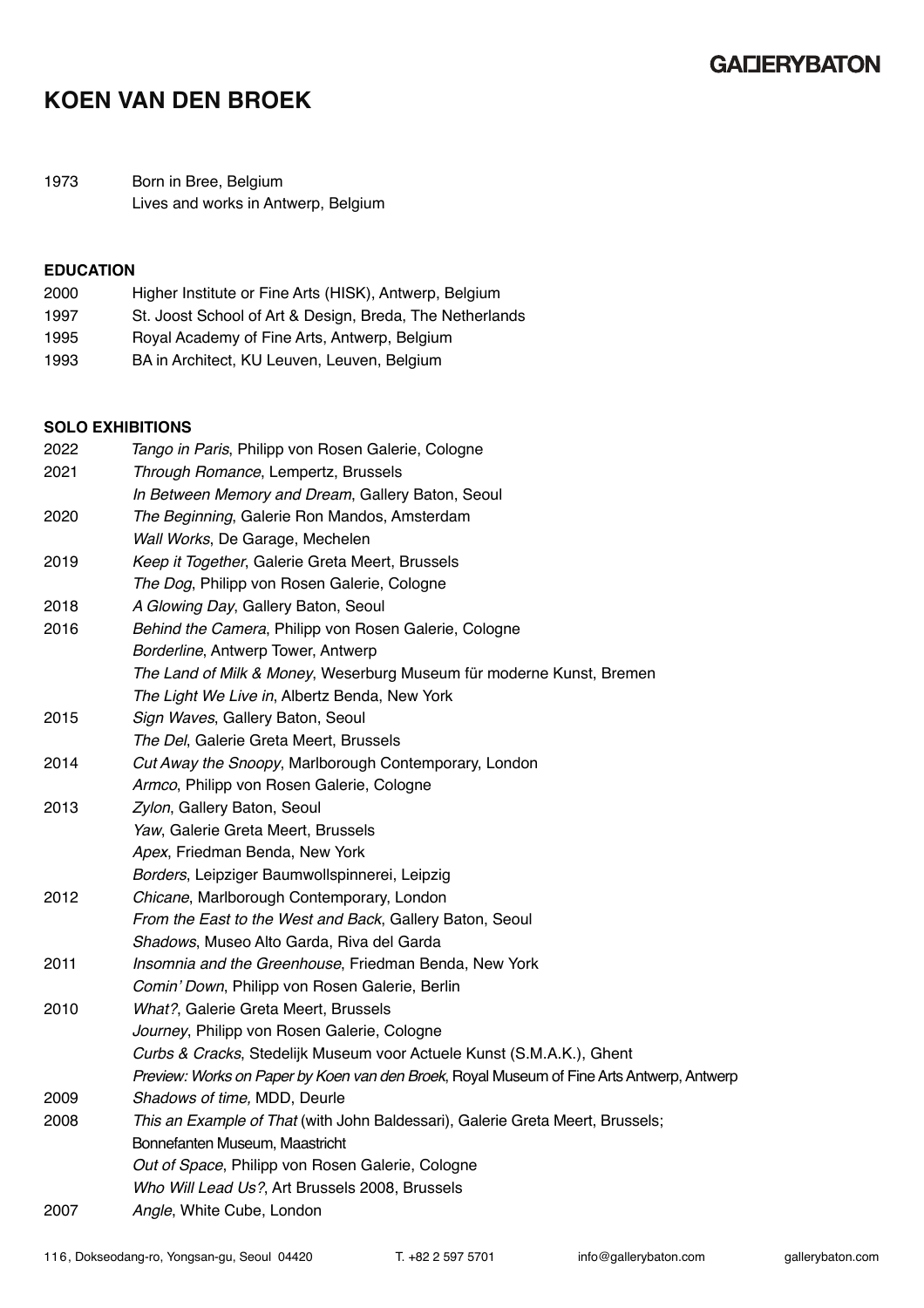# KOEN VAN DEN BROEK

1973 Born in Bree, Belgium
Lives and works in Antwerp, Belgium

## EDUCATION

2000 Higher Institute or Fine Arts (HISK), Antwerp, Belgium
1997 St. Joost School of Art & Design, Breda, The Netherlands
1995 Royal Academy of Fine Arts, Antwerp, Belgium
1993 BA in Architect, KU Leuven, Leuven, Belgium

## SOLO EXHIBITIONS

2022 *Tango in Paris*, Philipp von Rosen Galerie, Cologne
2021 *Through Romance*, Lempertz, Brussels
*In Between Memory and Dream*, Gallery Baton, Seoul
2020 *The Beginning*, Galerie Ron Mandos, Amsterdam
*Wall Works*, De Garage, Mechelen
2019 *Keep it Together*, Galerie Greta Meert, Brussels
*The Dog*, Philipp von Rosen Galerie, Cologne
2018 *A Glowing Day*, Gallery Baton, Seoul
2016 *Behind the Camera*, Philipp von Rosen Galerie, Cologne
*Borderline*, Antwerp Tower, Antwerp
*The Land of Milk & Money*, Weserburg Museum für moderne Kunst, Bremen
*The Light We Live in*, Albertz Benda, New York
2015 *Sign Waves*, Gallery Baton, Seoul
*The Del*, Galerie Greta Meert, Brussels
2014 *Cut Away the Snoopy*, Marlborough Contemporary, London
*Armco*, Philipp von Rosen Galerie, Cologne
2013 *Zylon*, Gallery Baton, Seoul
*Yaw*, Galerie Greta Meert, Brussels
*Apex*, Friedman Benda, New York
*Borders*, Leipziger Baumwollspinnerei, Leipzig
2012 *Chicane*, Marlborough Contemporary, London
*From the East to the West and Back*, Gallery Baton, Seoul
*Shadows*, Museo Alto Garda, Riva del Garda
2011 *Insomnia and the Greenhouse*, Friedman Benda, New York
*Comin' Down*, Philipp von Rosen Galerie, Berlin
2010 *What?*, Galerie Greta Meert, Brussels
*Journey*, Philipp von Rosen Galerie, Cologne
*Curbs & Cracks*, Stedelijk Museum voor Actuele Kunst (S.M.A.K.), Ghent
*Preview: Works on Paper by Koen van den Broek*, Royal Museum of Fine Arts Antwerp, Antwerp
2009 *Shadows of time,* MDD, Deurle
2008 *This an Example of That* (with John Baldessari), Galerie Greta Meert, Brussels;
Bonnefanten Museum, Maastricht
*Out of Space*, Philipp von Rosen Galerie, Cologne
*Who Will Lead Us?*, Art Brussels 2008, Brussels
2007 *Angle*, White Cube, London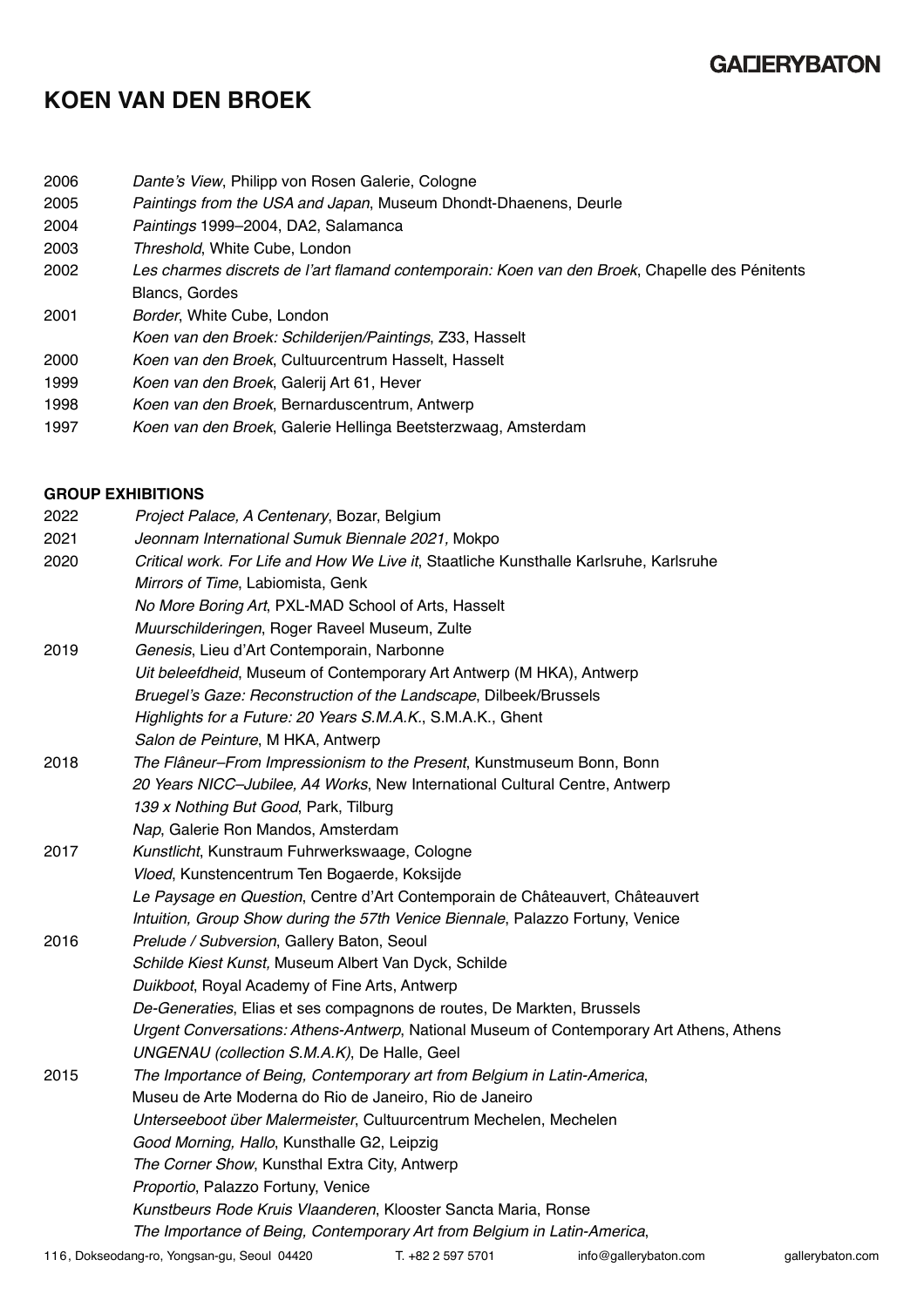# KOEN VAN DEN BROEK

2006 *Dante's View*, Philipp von Rosen Galerie, Cologne
2005 *Paintings from the USA and Japan*, Museum Dhondt-Dhaenens, Deurle
2004 *Paintings* 1999–2004, DA2, Salamanca
2003 *Threshold*, White Cube, London
2002 *Les charmes discrets de l'art flamand contemporain: Koen van den Broek*, Chapelle des Pénitents Blancs, Gordes
2001 *Border*, White Cube, London
*Koen van den Broek: Schilderijen/Paintings*, Z33, Hasselt
2000 *Koen van den Broek*, Cultuurcentrum Hasselt, Hasselt
1999 *Koen van den Broek*, Galerij Art 61, Hever
1998 *Koen van den Broek*, Bernarduscentrum, Antwerp
1997 *Koen van den Broek*, Galerie Hellinga Beetsterzwaag, Amsterdam

**GROUP EXHIBITIONS**

2022 *Project Palace, A Centenary*, Bozar, Belgium
2021 *Jeonnam International Sumuk Biennale 2021,* Mokpo
2020 *Critical work. For Life and How We Live it*, Staatliche Kunsthalle Karlsruhe, Karlsruhe
*Mirrors of Time*, Labiomista, Genk
*No More Boring Art*, PXL-MAD School of Arts, Hasselt
*Muurschilderingen*, Roger Raveel Museum, Zulte
2019 *Genesis*, Lieu d'Art Contemporain, Narbonne
*Uit beleefdheid*, Museum of Contemporary Art Antwerp (M HKA), Antwerp
*Bruegel's Gaze: Reconstruction of the Landscape*, Dilbeek/Brussels
*Highlights for a Future: 20 Years S.M.A.K.*, S.M.A.K., Ghent
*Salon de Peinture*, M HKA, Antwerp
2018 *The Flâneur–From Impressionism to the Present*, Kunstmuseum Bonn, Bonn
*20 Years NICC–Jubilee, A4 Works*, New International Cultural Centre, Antwerp
*139 x Nothing But Good*, Park, Tilburg
*Nap*, Galerie Ron Mandos, Amsterdam
2017 *Kunstlicht*, Kunstraum Fuhrwerkswaage, Cologne
*Vloed*, Kunstencentrum Ten Bogaerde, Koksijde
*Le Paysage en Question*, Centre d'Art Contemporain de Châteauvert, Châteauvert
*Intuition, Group Show during the 57th Venice Biennale*, Palazzo Fortuny, Venice
2016 *Prelude / Subversion*, Gallery Baton, Seoul
*Schilde Kiest Kunst,* Museum Albert Van Dyck, Schilde
*Duikboot*, Royal Academy of Fine Arts, Antwerp
*De-Generaties*, Elias et ses compagnons de routes, De Markten, Brussels
*Urgent Conversations: Athens-Antwerp*, National Museum of Contemporary Art Athens, Athens
*UNGENAU (collection S.M.A.K)*, De Halle, Geel
2015 *The Importance of Being, Contemporary art from Belgium in Latin-America*, Museu de Arte Moderna do Rio de Janeiro, Rio de Janeiro
*Unterseeboot über Malermeister*, Cultuurcentrum Mechelen, Mechelen
*Good Morning, Hallo*, Kunsthalle G2, Leipzig
*The Corner Show*, Kunsthal Extra City, Antwerp
*Proportio*, Palazzo Fortuny, Venice
*Kunstbeurs Rode Kruis Vlaanderen*, Klooster Sancta Maria, Ronse
*The Importance of Being, Contemporary Art from Belgium in Latin-America*,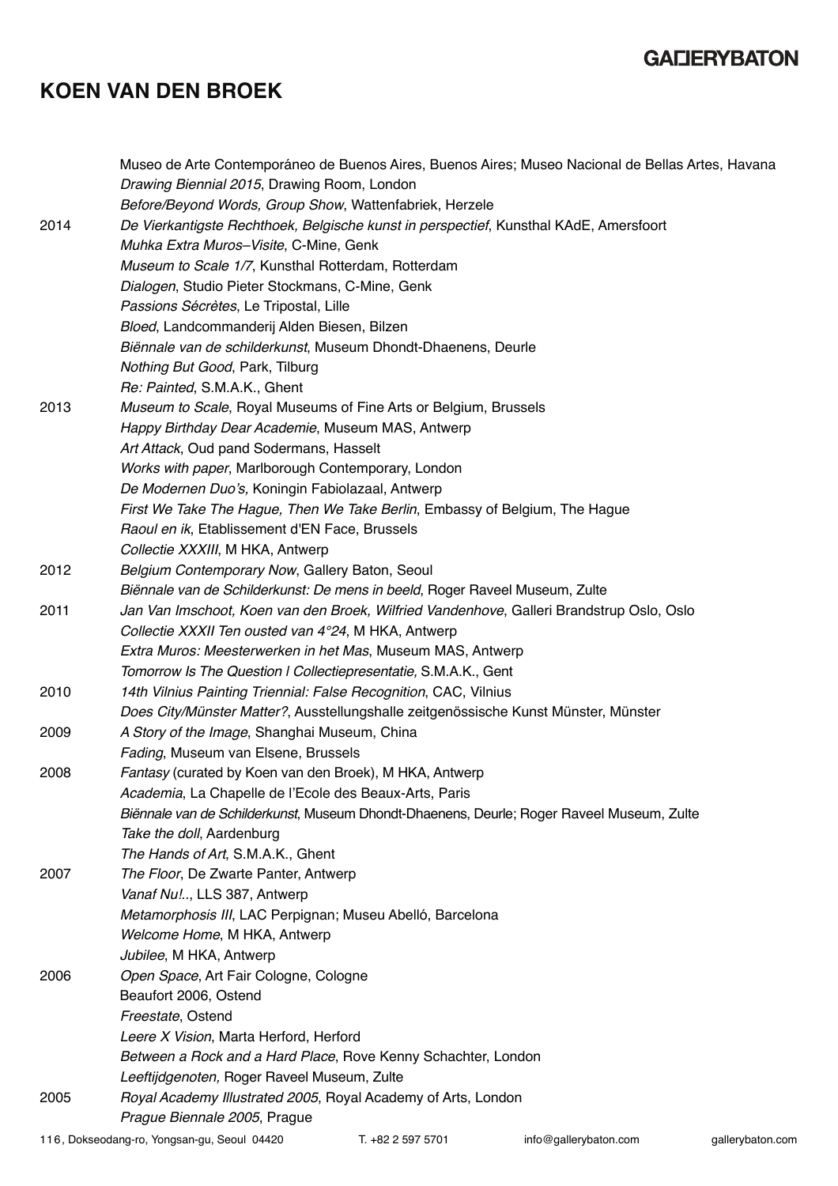# KOEN VAN DEN BROEK

| | |
|---|---|
| | Museo de Arte Contemporáneo de Buenos Aires, Buenos Aires; Museo Nacional de Bellas Artes, Havana |
| | *Drawing Biennial 2015*, Drawing Room, London |
| | *Before/Beyond Words, Group Show*, Wattenfabriek, Herzele |
| 2014 | *De Vierkantigste Rechthoek, Belgische kunst in perspectief*, Kunsthal KAdE, Amersfoort |
| | *Muhka Extra Muros–Visite*, C-Mine, Genk |
| | *Museum to Scale 1/7*, Kunsthal Rotterdam, Rotterdam |
| | *Dialogen*, Studio Pieter Stockmans, C-Mine, Genk |
| | *Passions Sécrètes*, Le Tripostal, Lille |
| | *Bloed*, Landcommanderij Alden Biesen, Bilzen |
| | *Biënnale van de schilderkunst*, Museum Dhondt-Dhaenens, Deurle |
| | *Nothing But Good*, Park, Tilburg |
| | *Re: Painted*, S.M.A.K., Ghent |
| 2013 | *Museum to Scale*, Royal Museums of Fine Arts or Belgium, Brussels |
| | *Happy Birthday Dear Academie*, Museum MAS, Antwerp |
| | *Art Attack*, Oud pand Sodermans, Hasselt |
| | *Works with paper*, Marlborough Contemporary, London |
| | *De Modernen Duo's,* Koningin Fabiolazaal, Antwerp |
| | *First We Take The Hague, Then We Take Berlin*, Embassy of Belgium, The Hague |
| | *Raoul en ik*, Etablissement d'EN Face, Brussels |
| | *Collectie XXXIII*, M HKA, Antwerp |
| 2012 | *Belgium Contemporary Now*, Gallery Baton, Seoul |
| | *Biënnale van de Schilderkunst: De mens in beeld*, Roger Raveel Museum, Zulte |
| 2011 | *Jan Van Imschoot, Koen van den Broek, Wilfried Vandenhove*, Galleri Brandstrup Oslo, Oslo |
| | *Collectie XXXII Ten ousted van 4°24*, M HKA, Antwerp |
| | *Extra Muros: Meesterwerken in het Mas*, Museum MAS, Antwerp |
| | *Tomorrow Is The Question I Collectiepresentatie,* S.M.A.K., Gent |
| 2010 | *14th Vilnius Painting Triennial: False Recognition*, CAC, Vilnius |
| | *Does City/Münster Matter?*, Ausstellungshalle zeitgenössische Kunst Münster, Münster |
| 2009 | *A Story of the Image*, Shanghai Museum, China |
| | *Fading*, Museum van Elsene, Brussels |
| 2008 | *Fantasy* (curated by Koen van den Broek), M HKA, Antwerp |
| | *Academia*, La Chapelle de l'Ecole des Beaux-Arts, Paris |
| | *Biënnale van de Schilderkunst*, Museum Dhondt-Dhaenens, Deurle; Roger Raveel Museum, Zulte |
| | *Take the doll*, Aardenburg |
| | *The Hands of Art*, S.M.A.K., Ghent |
| 2007 | *The Floor*, De Zwarte Panter, Antwerp |
| | *Vanaf Nu!.*., LLS 387, Antwerp |
| | *Metamorphosis III*, LAC Perpignan; Museu Abelló, Barcelona |
| | *Welcome Home*, M HKA, Antwerp |
| | *Jubilee*, M HKA, Antwerp |
| 2006 | *Open Space*, Art Fair Cologne, Cologne |
| | Beaufort 2006, Ostend |
| | *Freestate*, Ostend |
| | *Leere X Vision*, Marta Herford, Herford |
| | *Between a Rock and a Hard Place*, Rove Kenny Schachter, London |
| | *Leeftijdgenoten,* Roger Raveel Museum, Zulte |
| 2005 | *Royal Academy Illustrated 2005*, Royal Academy of Arts, London |
| | *Prague Biennale 2005*, Prague |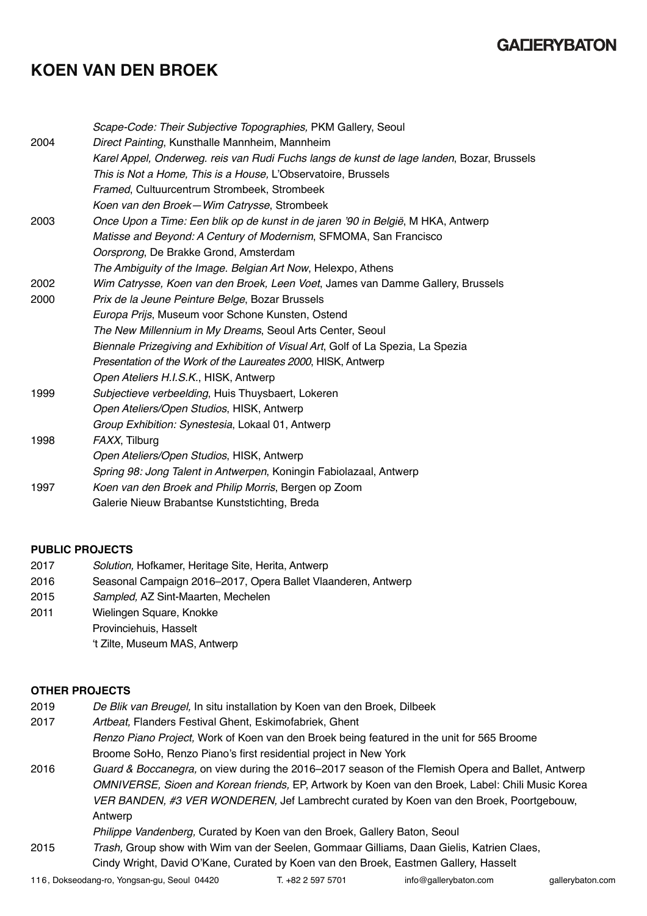# KOEN VAN DEN BROEK

| | |
|---|---|
| | *Scape-Code: Their Subjective Topographies,* PKM Gallery, Seoul |
| 2004 | *Direct Painting*, Kunsthalle Mannheim, Mannheim |
| | *Karel Appel, Onderweg. reis van Rudi Fuchs langs de kunst de lage landen*, Bozar, Brussels |
| | *This is Not a Home, This is a House,* L'Observatoire, Brussels |
| | *Framed*, Cultuurcentrum Strombeek, Strombeek |
| | *Koen van den Broek—Wim Catrysse*, Strombeek |
| 2003 | *Once Upon a Time: Een blik op de kunst in de jaren '90 in België*, M HKA, Antwerp |
| | *Matisse and Beyond: A Century of Modernism*, SFMOMA, San Francisco |
| | *Oorsprong*, De Brakke Grond, Amsterdam |
| | *The Ambiguity of the Image. Belgian Art Now*, Helexpo, Athens |
| 2002 | *Wim Catrysse, Koen van den Broek, Leen Voet*, James van Damme Gallery, Brussels |
| 2000 | *Prix de la Jeune Peinture Belge*, Bozar Brussels |
| | *Europa Prijs*, Museum voor Schone Kunsten, Ostend |
| | *The New Millennium in My Dreams*, Seoul Arts Center, Seoul |
| | *Biennale Prizegiving and Exhibition of Visual Art*, Golf of La Spezia, La Spezia |
| | *Presentation of the Work of the Laureates 2000*, HISK, Antwerp |
| | *Open Ateliers H.I.S.K.*, HISK, Antwerp |
| 1999 | *Subjectieve verbeelding*, Huis Thuysbaert, Lokeren |
| | *Open Ateliers/Open Studios*, HISK, Antwerp |
| | *Group Exhibition: Synestesia*, Lokaal 01, Antwerp |
| 1998 | *FAXX*, Tilburg |
| | *Open Ateliers/Open Studios*, HISK, Antwerp |
| | *Spring 98: Jong Talent in Antwerpen*, Koningin Fabiolazaal, Antwerp |
| 1997 | *Koen van den Broek and Philip Morris*, Bergen op Zoom |
| | Galerie Nieuw Brabantse Kunststichting, Breda |

**PUBLIC PROJECTS**

| | |
|---|---|
| 2017 | *Solution,* Hofkamer, Heritage Site, Herita, Antwerp |
| 2016 | Seasonal Campaign 2016–2017, Opera Ballet Vlaanderen, Antwerp |
| 2015 | *Sampled,* AZ Sint-Maarten, Mechelen |
| 2011 | Wielingen Square, Knokke |
| | Provinciehuis, Hasselt |
| | 't Zilte, Museum MAS, Antwerp |

**OTHER PROJECTS**

| | |
|---|---|
| 2019 | *De Blik van Breugel,* In situ installation by Koen van den Broek, Dilbeek |
| 2017 | *Artbeat,* Flanders Festival Ghent, Eskimofabriek, Ghent |
| | *Renzo Piano Project,* Work of Koen van den Broek being featured in the unit for 565 Broome Broome SoHo, Renzo Piano's first residential project in New York |
| 2016 | *Guard & Boccanegra,* on view during the 2016–2017 season of the Flemish Opera and Ballet, Antwerp |
| | *OMNIVERSE, Sioen and Korean friends,* EP, Artwork by Koen van den Broek, Label: Chili Music Korea |
| | *VER BANDEN, #3 VER WONDEREN,* Jef Lambrecht curated by Koen van den Broek, Poortgebouw, Antwerp |
| | *Philippe Vandenberg,* Curated by Koen van den Broek, Gallery Baton, Seoul |
| 2015 | *Trash,* Group show with Wim van der Seelen, Gommaar Gilliams, Daan Gielis, Katrien Claes, Cindy Wright, David O'Kane, Curated by Koen van den Broek, Eastmen Gallery, Hasselt |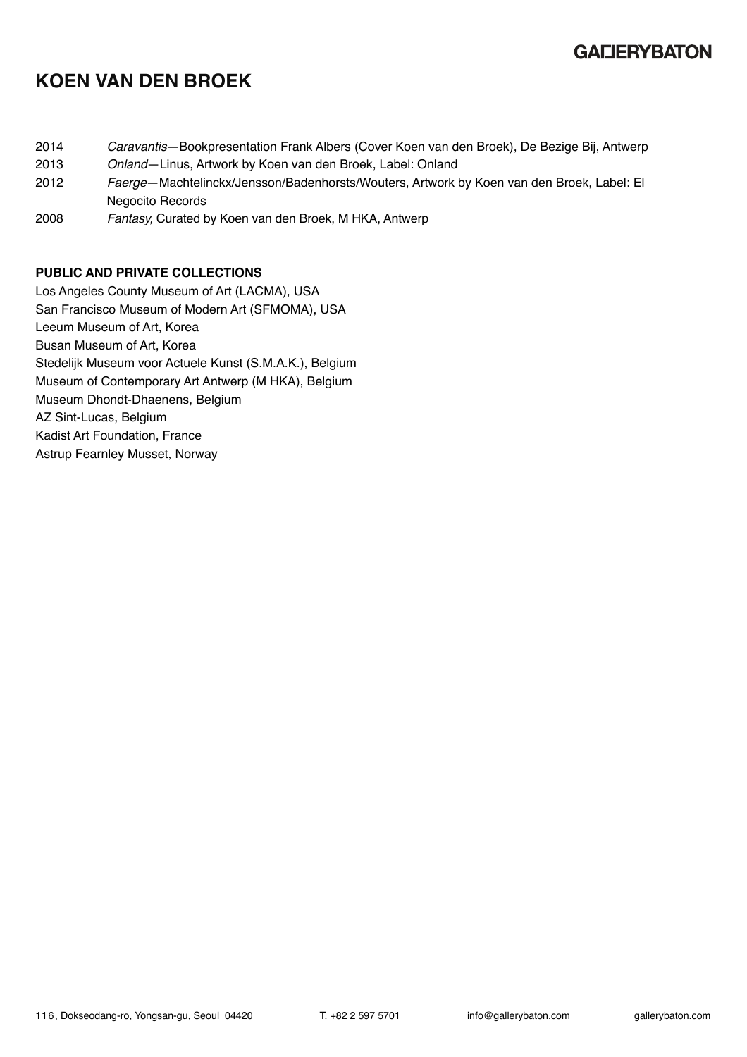# KOEN VAN DEN BROEK

2014 *Caravantis*—Bookpresentation Frank Albers (Cover Koen van den Broek), De Bezige Bij, Antwerp
2013 *Onland*—Linus, Artwork by Koen van den Broek, Label: Onland
2012 *Faerge*—Machtelinckx/Jensson/Badenhorsts/Wouters, Artwork by Koen van den Broek, Label: El Negocito Records
2008 *Fantasy,* Curated by Koen van den Broek, M HKA, Antwerp

**PUBLIC AND PRIVATE COLLECTIONS**

Los Angeles County Museum of Art (LACMA), USA
San Francisco Museum of Modern Art (SFMOMA), USA
Leeum Museum of Art, Korea
Busan Museum of Art, Korea
Stedelijk Museum voor Actuele Kunst (S.M.A.K.), Belgium
Museum of Contemporary Art Antwerp (M HKA), Belgium
Museum Dhondt-Dhaenens, Belgium
AZ Sint-Lucas, Belgium
Kadist Art Foundation, France
Astrup Fearnley Musset, Norway